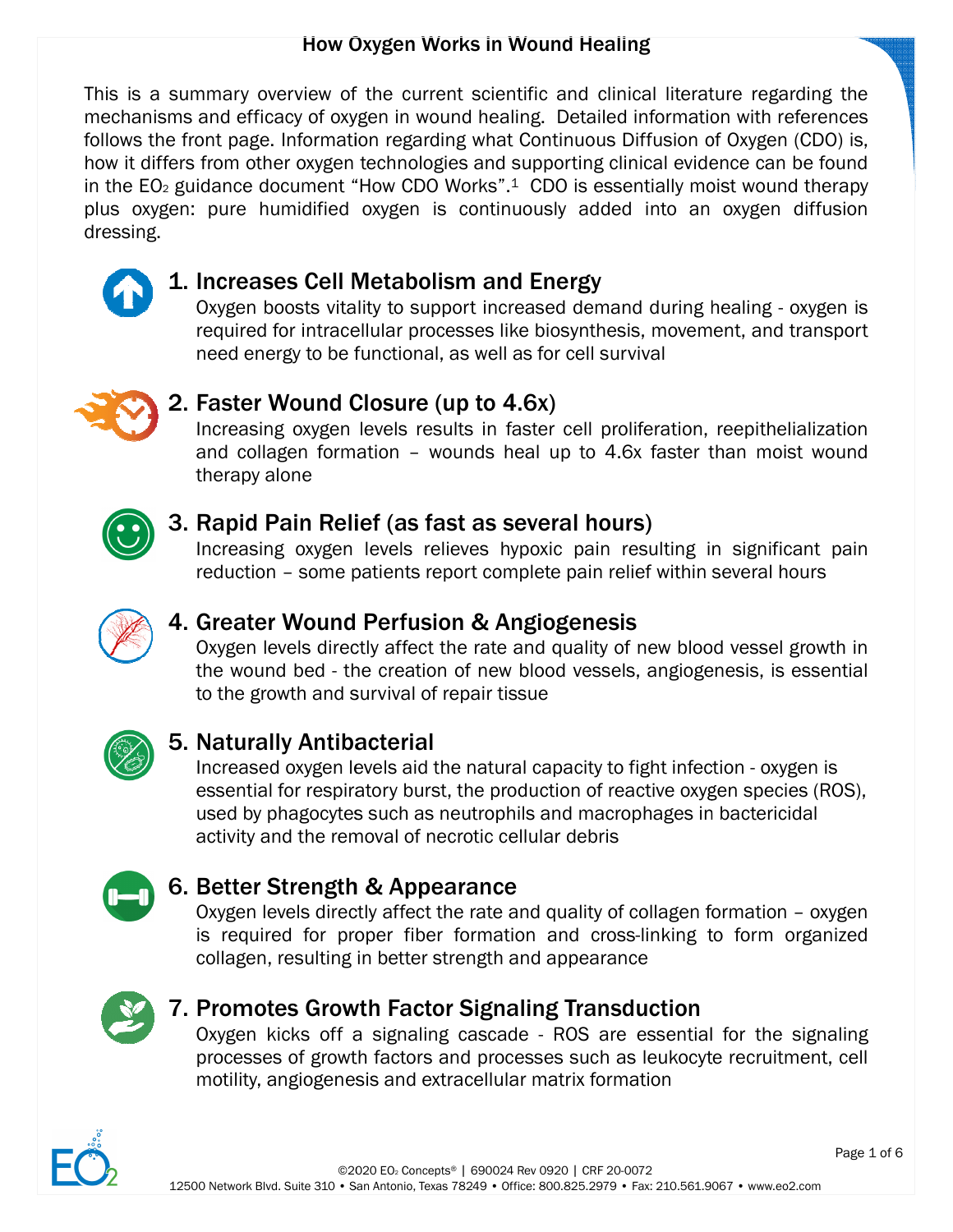# How Oxygen Works in Wound Healing

This is a summary overview of the current scientific and clinical literature regarding the mechanisms and efficacy of oxygen in wound healing. Detailed information with references follows the front page. Information regarding what Continuous Diffusion of Oxygen (CDO) is, how it differs from other oxygen technologies and supporting clinical evidence can be found in the $EO_2$ guidance document "How CDO Works".[1] CDO is essentially moist wound therapy plus oxygen: pure humidified oxygen is continuously added into an oxygen diffusion dressing.

## 1. Increases Cell Metabolism and Energy

Oxygen boosts vitality to support increased demand during healing - oxygen is required for intracellular processes like biosynthesis, movement, and transport need energy to be functional, as well as for cell survival

## 2. Faster Wound Closure (up to 4.6x)

Increasing oxygen levels results in faster cell proliferation, reepithelialization and collagen formation – wounds heal up to 4.6x faster than moist wound therapy alone

## 3. Rapid Pain Relief (as fast as several hours)

Increasing oxygen levels relieves hypoxic pain resulting in significant pain reduction – some patients report complete pain relief within several hours

## 4. Greater Wound Perfusion & Angiogenesis

Oxygen levels directly affect the rate and quality of new blood vessel growth in the wound bed - the creation of new blood vessels, angiogenesis, is essential to the growth and survival of repair tissue

## 5. Naturally Antibacterial

Increased oxygen levels aid the natural capacity to fight infection - oxygen is essential for respiratory burst, the production of reactive oxygen species (ROS), used by phagocytes such as neutrophils and macrophages in bactericidal activity and the removal of necrotic cellular debris

## 6. Better Strength & Appearance

Oxygen levels directly affect the rate and quality of collagen formation – oxygen is required for proper fiber formation and cross-linking to form organized collagen, resulting in better strength and appearance

## 7. Promotes Growth Factor Signaling Transduction

Oxygen kicks off a signaling cascade - ROS are essential for the signaling processes of growth factors and processes such as leukocyte recruitment, cell motility, angiogenesis and extracellular matrix formation

©2020 $EO_2$ Concepts® | 690024 Rev 0920 | CRF 20-0072

12500 Network Blvd. Suite 310 • San Antonio, Texas 78249 • Office: 800.825.2979 • Fax: 210.561.9067 • www.eo2.com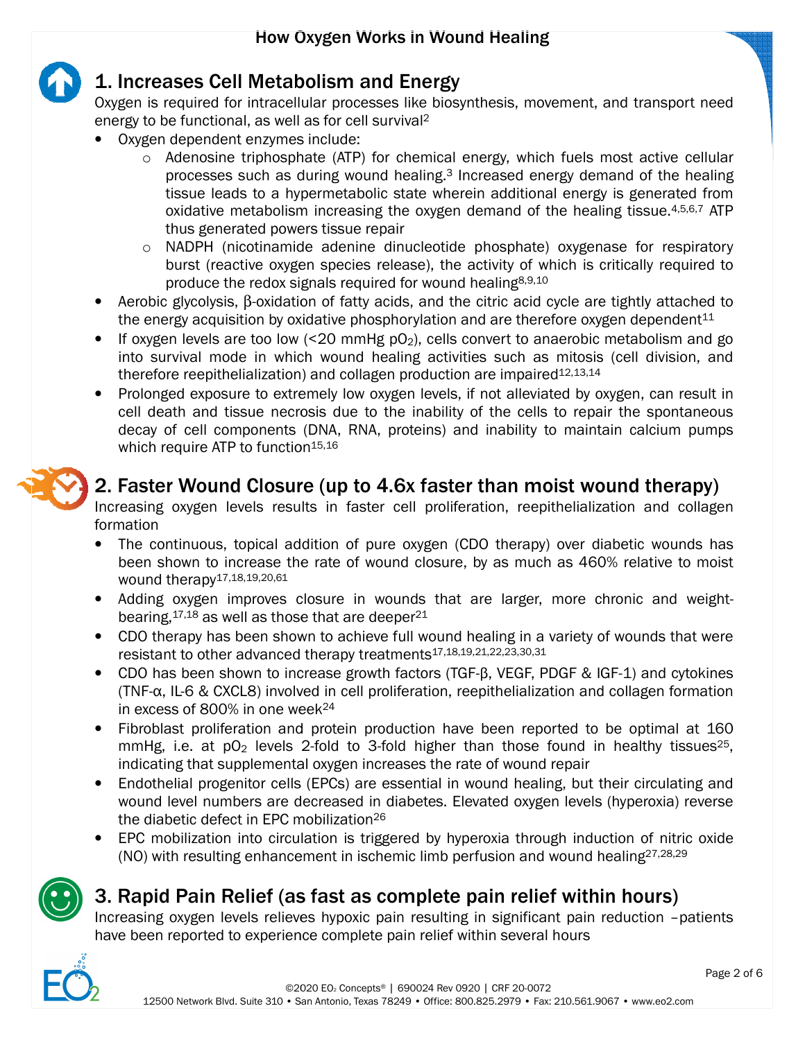# How Oxygen Works in Wound Healing

## 1. Increases Cell Metabolism and Energy

Oxygen is required for intracellular processes like biosynthesis, movement, and transport need energy to be functional, as well as for cell survival[2]

- Oxygen dependent enzymes include:
  - Adenosine triphosphate (ATP) for chemical energy, which fuels most active cellular processes such as during wound healing.[3] Increased energy demand of the healing tissue leads to a hypermetabolic state wherein additional energy is generated from oxidative metabolism increasing the oxygen demand of the healing tissue.[4,5,6,7] ATP thus generated powers tissue repair
  - NADPH (nicotinamide adenine dinucleotide phosphate) oxygenase for respiratory burst (reactive oxygen species release), the activity of which is critically required to produce the redox signals required for wound healing[8,9,10]
- Aerobic glycolysis, β-oxidation of fatty acids, and the citric acid cycle are tightly attached to the energy acquisition by oxidative phosphorylation and are therefore oxygen dependent[11]
- If oxygen levels are too low (<20 mmHg $pO_2$), cells convert to anaerobic metabolism and go into survival mode in which wound healing activities such as mitosis (cell division, and therefore reepithelialization) and collagen production are impaired[12,13,14]
- Prolonged exposure to extremely low oxygen levels, if not alleviated by oxygen, can result in cell death and tissue necrosis due to the inability of the cells to repair the spontaneous decay of cell components (DNA, RNA, proteins) and inability to maintain calcium pumps which require ATP to function[15,16]

## 2. Faster Wound Closure (up to 4.6x faster than moist wound therapy)

Increasing oxygen levels results in faster cell proliferation, reepithelialization and collagen formation

- The continuous, topical addition of pure oxygen (CDO therapy) over diabetic wounds has been shown to increase the rate of wound closure, by as much as 460% relative to moist wound therapy[17,18,19,20,61]
- Adding oxygen improves closure in wounds that are larger, more chronic and weight-bearing,[17,18] as well as those that are deeper[21]
- CDO therapy has been shown to achieve full wound healing in a variety of wounds that were resistant to other advanced therapy treatments[17,18,19,21,22,23,30,31]
- CDO has been shown to increase growth factors (TGF-β, VEGF, PDGF & IGF-1) and cytokines (TNF-α, IL-6 & CXCL8) involved in cell proliferation, reepithelialization and collagen formation in excess of 800% in one week[24]
- Fibroblast proliferation and protein production have been reported to be optimal at 160 mmHg, i.e. at $pO_2$ levels 2-fold to 3-fold higher than those found in healthy tissues[25], indicating that supplemental oxygen increases the rate of wound repair
- Endothelial progenitor cells (EPCs) are essential in wound healing, but their circulating and wound level numbers are decreased in diabetes. Elevated oxygen levels (hyperoxia) reverse the diabetic defect in EPC mobilization[26]
- EPC mobilization into circulation is triggered by hyperoxia through induction of nitric oxide (NO) with resulting enhancement in ischemic limb perfusion and wound healing[27,28,29]

## 3. Rapid Pain Relief (as fast as complete pain relief within hours)

Increasing oxygen levels relieves hypoxic pain resulting in significant pain reduction –patients have been reported to experience complete pain relief within several hours

©2020 EO₂ Concepts® | 690024 Rev 0920 | CRF 20-0072
12500 Network Blvd. Suite 310 • San Antonio, Texas 78249 • Office: 800.825.2979 • Fax: 210.561.9067 • www.eo2.com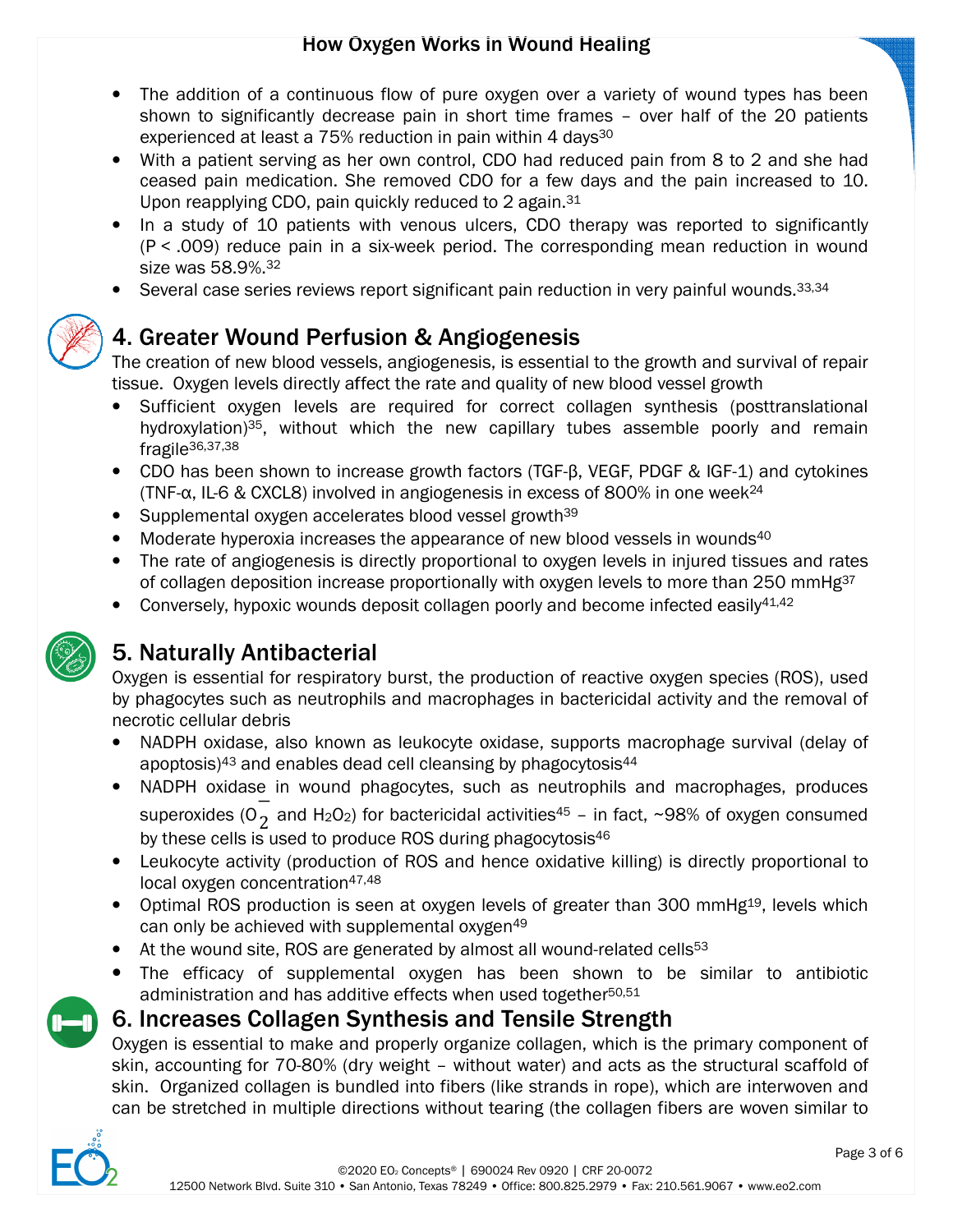- The addition of a continuous flow of pure oxygen over a variety of wound types has been shown to significantly decrease pain in short time frames – over half of the 20 patients experienced at least a 75% reduction in pain within 4 days[30]
- With a patient serving as her own control, CDO had reduced pain from 8 to 2 and she had ceased pain medication. She removed CDO for a few days and the pain increased to 10. Upon reapplying CDO, pain quickly reduced to 2 again.[31]
- In a study of 10 patients with venous ulcers, CDO therapy was reported to significantly ($P < .009$) reduce pain in a six-week period. The corresponding mean reduction in wound size was 58.9%.[32]
- Several case series reviews report significant pain reduction in very painful wounds.[33,34]

## 4. Greater Wound Perfusion & Angiogenesis

The creation of new blood vessels, angiogenesis, is essential to the growth and survival of repair tissue. Oxygen levels directly affect the rate and quality of new blood vessel growth

- Sufficient oxygen levels are required for correct collagen synthesis (posttranslational hydroxylation)[35], without which the new capillary tubes assemble poorly and remain fragile[36,37,38]
- CDO has been shown to increase growth factors (TGF-β, VEGF, PDGF & IGF-1) and cytokines (TNF-α, IL-6 & CXCL8) involved in angiogenesis in excess of 800% in one week[24]
- Supplemental oxygen accelerates blood vessel growth[39]
- Moderate hyperoxia increases the appearance of new blood vessels in wounds[40]
- The rate of angiogenesis is directly proportional to oxygen levels in injured tissues and rates of collagen deposition increase proportionally with oxygen levels to more than 250 mmHg[37]
- Conversely, hypoxic wounds deposit collagen poorly and become infected easily[41,42]

## 5. Naturally Antibacterial

Oxygen is essential for respiratory burst, the production of reactive oxygen species (ROS), used by phagocytes such as neutrophils and macrophages in bactericidal activity and the removal of necrotic cellular debris

- NADPH oxidase, also known as leukocyte oxidase, supports macrophage survival (delay of apoptosis)[43] and enables dead cell cleansing by phagocytosis[44]
- NADPH oxidase in wound phagocytes, such as neutrophils and macrophages, produces superoxides ($O_2^-$ and $H_2O_2$) for bactericidal activities[45] – in fact, ~98% of oxygen consumed by these cells is used to produce ROS during phagocytosis[46]
- Leukocyte activity (production of ROS and hence oxidative killing) is directly proportional to local oxygen concentration[47,48]
- Optimal ROS production is seen at oxygen levels of greater than 300 mmHg[19], levels which can only be achieved with supplemental oxygen[49]
- At the wound site, ROS are generated by almost all wound-related cells[53]
- The efficacy of supplemental oxygen has been shown to be similar to antibiotic administration and has additive effects when used together[50,51]

## 6. Increases Collagen Synthesis and Tensile Strength

Oxygen is essential to make and properly organize collagen, which is the primary component of skin, accounting for 70-80% (dry weight – without water) and acts as the structural scaffold of skin. Organized collagen is bundled into fibers (like strands in rope), which are interwoven and can be stretched in multiple directions without tearing (the collagen fibers are woven similar to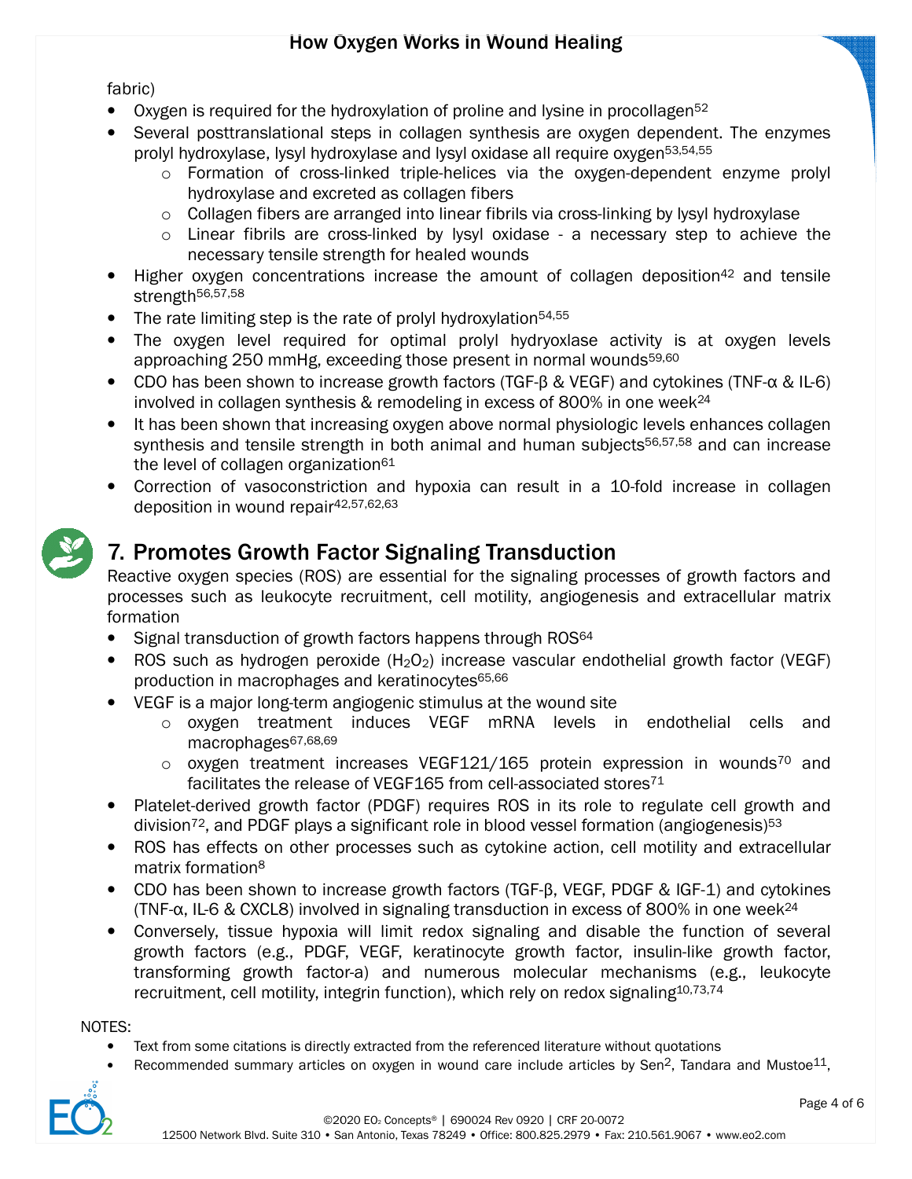fabric)

- Oxygen is required for the hydroxylation of proline and lysine in procollagen[52]
- Several posttranslational steps in collagen synthesis are oxygen dependent. The enzymes prolyl hydroxylase, lysyl hydroxylase and lysyl oxidase all require oxygen[53,54,55]
  - Formation of cross-linked triple-helices via the oxygen-dependent enzyme prolyl hydroxylase and excreted as collagen fibers
  - Collagen fibers are arranged into linear fibrils via cross-linking by lysyl hydroxylase
  - Linear fibrils are cross-linked by lysyl oxidase - a necessary step to achieve the necessary tensile strength for healed wounds
- Higher oxygen concentrations increase the amount of collagen deposition[42] and tensile strength[56,57,58]
- The rate limiting step is the rate of prolyl hydroxylation[54,55]
- The oxygen level required for optimal prolyl hydryoxlase activity is at oxygen levels approaching 250 mmHg, exceeding those present in normal wounds[59,60]
- CDO has been shown to increase growth factors (TGF-β & VEGF) and cytokines (TNF-α & IL-6) involved in collagen synthesis & remodeling in excess of 800% in one week[24]
- It has been shown that increasing oxygen above normal physiologic levels enhances collagen synthesis and tensile strength in both animal and human subjects[56,57,58] and can increase the level of collagen organization[61]
- Correction of vasoconstriction and hypoxia can result in a 10-fold increase in collagen deposition in wound repair[42,57,62,63]

## 7. Promotes Growth Factor Signaling Transduction

Reactive oxygen species (ROS) are essential for the signaling processes of growth factors and processes such as leukocyte recruitment, cell motility, angiogenesis and extracellular matrix formation

- Signal transduction of growth factors happens through ROS[64]
- ROS such as hydrogen peroxide ($H_2O_2$) increase vascular endothelial growth factor (VEGF) production in macrophages and keratinocytes[65,66]
- VEGF is a major long-term angiogenic stimulus at the wound site
  - oxygen treatment induces VEGF mRNA levels in endothelial cells and macrophages[67,68,69]
  - oxygen treatment increases VEGF121/165 protein expression in wounds[70] and facilitates the release of VEGF165 from cell-associated stores[71]
- Platelet-derived growth factor (PDGF) requires ROS in its role to regulate cell growth and division[72], and PDGF plays a significant role in blood vessel formation (angiogenesis)[53]
- ROS has effects on other processes such as cytokine action, cell motility and extracellular matrix formation[8]
- CDO has been shown to increase growth factors (TGF-β, VEGF, PDGF & IGF-1) and cytokines (TNF-α, IL-6 & CXCL8) involved in signaling transduction in excess of 800% in one week[24]
- Conversely, tissue hypoxia will limit redox signaling and disable the function of several growth factors (e.g., PDGF, VEGF, keratinocyte growth factor, insulin-like growth factor, transforming growth factor-a) and numerous molecular mechanisms (e.g., leukocyte recruitment, cell motility, integrin function), which rely on redox signaling[10,73,74]

NOTES:

- Text from some citations is directly extracted from the referenced literature without quotations
- Recommended summary articles on oxygen in wound care include articles by Sen[2], Tandara and Mustoe[11],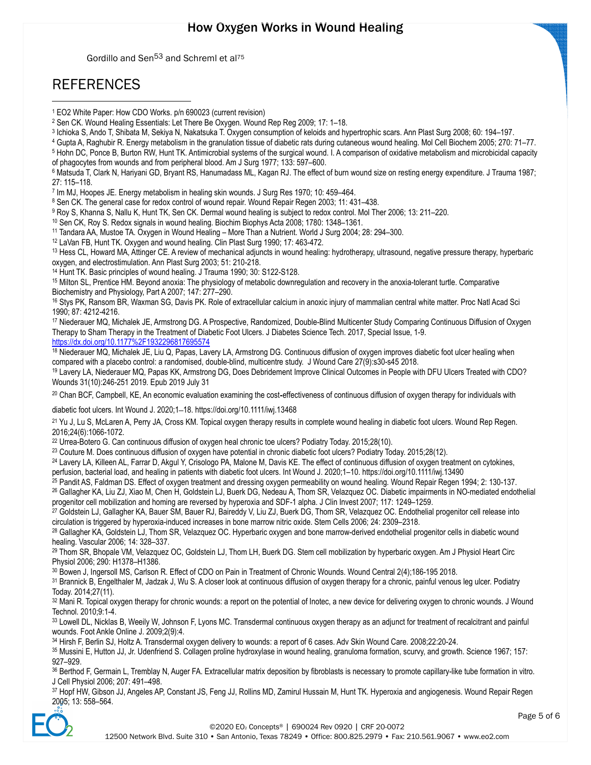Gordillo and Sen[53] and Schreml et al[75]

# REFERENCES

[1] EO2 White Paper: How CDO Works. p/n 690023 (current revision)

[2] Sen CK. Wound Healing Essentials: Let There Be Oxygen. Wound Rep Reg 2009; 17: 1–18.

[3] Ichioka S, Ando T, Shibata M, Sekiya N, Nakatsuka T. Oxygen consumption of keloids and hypertrophic scars. Ann Plast Surg 2008; 60: 194–197.

[4] Gupta A, Raghubir R. Energy metabolism in the granulation tissue of diabetic rats during cutaneous wound healing. Mol Cell Biochem 2005; 270: 71–77.

[5] Hohn DC, Ponce B, Burton RW, Hunt TK. Antimicrobial systems of the surgical wound. I. A comparison of oxidative metabolism and microbicidal capacity of phagocytes from wounds and from peripheral blood. Am J Surg 1977; 133: 597–600.

[6] Matsuda T, Clark N, Hariyani GD, Bryant RS, Hanumadass ML, Kagan RJ. The effect of burn wound size on resting energy expenditure. J Trauma 1987; 27: 115–118.

[7] Im MJ, Hoopes JE. Energy metabolism in healing skin wounds. J Surg Res 1970; 10: 459–464.

[8] Sen CK. The general case for redox control of wound repair. Wound Repair Regen 2003; 11: 431–438.

[9] Roy S, Khanna S, Nallu K, Hunt TK, Sen CK. Dermal wound healing is subject to redox control. Mol Ther 2006; 13: 211–220.

[10] Sen CK, Roy S. Redox signals in wound healing. Biochim Biophys Acta 2008; 1780: 1348–1361.

[11] Tandara AA, Mustoe TA. Oxygen in Wound Healing – More Than a Nutrient. World J Surg 2004; 28: 294–300.

[12] LaVan FB, Hunt TK. Oxygen and wound healing. Clin Plast Surg 1990; 17: 463-472.

[13] Hess CL, Howard MA, Attinger CE. A review of mechanical adjuncts in wound healing: hydrotherapy, ultrasound, negative pressure therapy, hyperbaric oxygen, and electrostimulation. Ann Plast Surg 2003; 51: 210-218.

[14] Hunt TK. Basic principles of wound healing. J Trauma 1990; 30: S122-S128.

[15] Milton SL, Prentice HM. Beyond anoxia: The physiology of metabolic downregulation and recovery in the anoxia-tolerant turtle. Comparative Biochemistry and Physiology, Part A 2007; 147: 277–290.

[16] Stys PK, Ransom BR, Waxman SG, Davis PK. Role of extracellular calcium in anoxic injury of mammalian central white matter. Proc Natl Acad Sci 1990; 87: 4212-4216.

[17] Niederauer MQ, Michalek JE, Armstrong DG. A Prospective, Randomized, Double-Blind Multicenter Study Comparing Continuous Diffusion of Oxygen Therapy to Sham Therapy in the Treatment of Diabetic Foot Ulcers. J Diabetes Science Tech. 2017, Special Issue, 1-9. https://dx.doi.org/10.1177%2F1932296817695574

[18] Niederauer MQ, Michalek JE, Liu Q, Papas, Lavery LA, Armstrong DG. Continuous diffusion of oxygen improves diabetic foot ulcer healing when compared with a placebo control: a randomised, double-blind, multicentre study. J Wound Care 27(9):s30-s45 2018.

[19] Lavery LA, Niederauer MQ, Papas KK, Armstrong DG, Does Debridement Improve Clinical Outcomes in People with DFU Ulcers Treated with CDO? Wounds 31(10):246-251 2019. Epub 2019 July 31

[20] Chan BCF, Campbell, KE, An economic evaluation examining the cost-effectiveness of continuous diffusion of oxygen therapy for individuals with diabetic foot ulcers. Int Wound J. 2020;1–18. https://doi.org/10.1111/iwj.13468

[21] Yu J, Lu S, McLaren A, Perry JA, Cross KM. Topical oxygen therapy results in complete wound healing in diabetic foot ulcers. Wound Rep Regen. 2016;24(6):1066-1072.

[22] Urrea-Botero G. Can continuous diffusion of oxygen heal chronic toe ulcers? Podiatry Today. 2015;28(10).

[23] Couture M. Does continuous diffusion of oxygen have potential in chronic diabetic foot ulcers? Podiatry Today. 2015;28(12).

[24] Lavery LA, Killeen AL, Farrar D, Akgul Y, Crisologo PA, Malone M, Davis KE. The effect of continuous diffusion of oxygen treatment on cytokines, perfusion, bacterial load, and healing in patients with diabetic foot ulcers. Int Wound J. 2020;1–10. https://doi.org/10.1111/iwj.13490

[25] Pandit AS, Faldman DS. Effect of oxygen treatment and dressing oxygen permeability on wound healing. Wound Repair Regen 1994; 2: 130-137.

[26] Gallagher KA, Liu ZJ, Xiao M, Chen H, Goldstein LJ, Buerk DG, Nedeau A, Thom SR, Velazquez OC. Diabetic impairments in NO-mediated endothelial progenitor cell mobilization and homing are reversed by hyperoxia and SDF-1 alpha. J Clin Invest 2007; 117: 1249–1259.

[27] Goldstein LJ, Gallagher KA, Bauer SM, Bauer RJ, Baireddy V, Liu ZJ, Buerk DG, Thom SR, Velazquez OC. Endothelial progenitor cell release into circulation is triggered by hyperoxia-induced increases in bone marrow nitric oxide. Stem Cells 2006; 24: 2309–2318.

[28] Gallagher KA, Goldstein LJ, Thom SR, Velazquez OC. Hyperbaric oxygen and bone marrow-derived endothelial progenitor cells in diabetic wound healing. Vascular 2006; 14: 328–337.

[29] Thom SR, Bhopale VM, Velazquez OC, Goldstein LJ, Thom LH, Buerk DG. Stem cell mobilization by hyperbaric oxygen. Am J Physiol Heart Circ Physiol 2006; 290: H1378–H1386.

[30] Bowen J, Ingersoll MS, Carlson R. Effect of CDO on Pain in Treatment of Chronic Wounds. Wound Central 2(4);186-195 2018.

[31] Brannick B, Engelthaler M, Jadzak J, Wu S. A closer look at continuous diffusion of oxygen therapy for a chronic, painful venous leg ulcer. Podiatry Today. 2014;27(11).

[32] Mani R. Topical oxygen therapy for chronic wounds: a report on the potential of Inotec, a new device for delivering oxygen to chronic wounds. J Wound Technol. 2010;9:1-4.

[33] Lowell DL, Nicklas B, Weeily W, Johnson F, Lyons MC. Transdermal continuous oxygen therapy as an adjunct for treatment of recalcitrant and painful wounds. Foot Ankle Online J. 2009;2(9):4.

[34] Hirsh F, Berlin SJ, Holtz A. Transdermal oxygen delivery to wounds: a report of 6 cases. Adv Skin Wound Care. 2008;22:20-24.

[35] Mussini E, Hutton JJ, Jr. Udenfriend S. Collagen proline hydroxylase in wound healing, granuloma formation, scurvy, and growth. Science 1967; 157: 927–929.

[36] Berthod F, Germain L, Tremblay N, Auger FA. Extracellular matrix deposition by fibroblasts is necessary to promote capillary-like tube formation in vitro. J Cell Physiol 2006; 207: 491–498.

[37] Hopf HW, Gibson JJ, Angeles AP, Constant JS, Feng JJ, Rollins MD, Zamirul Hussain M, Hunt TK. Hyperoxia and angiogenesis. Wound Repair Regen 2005; 13: 558–564.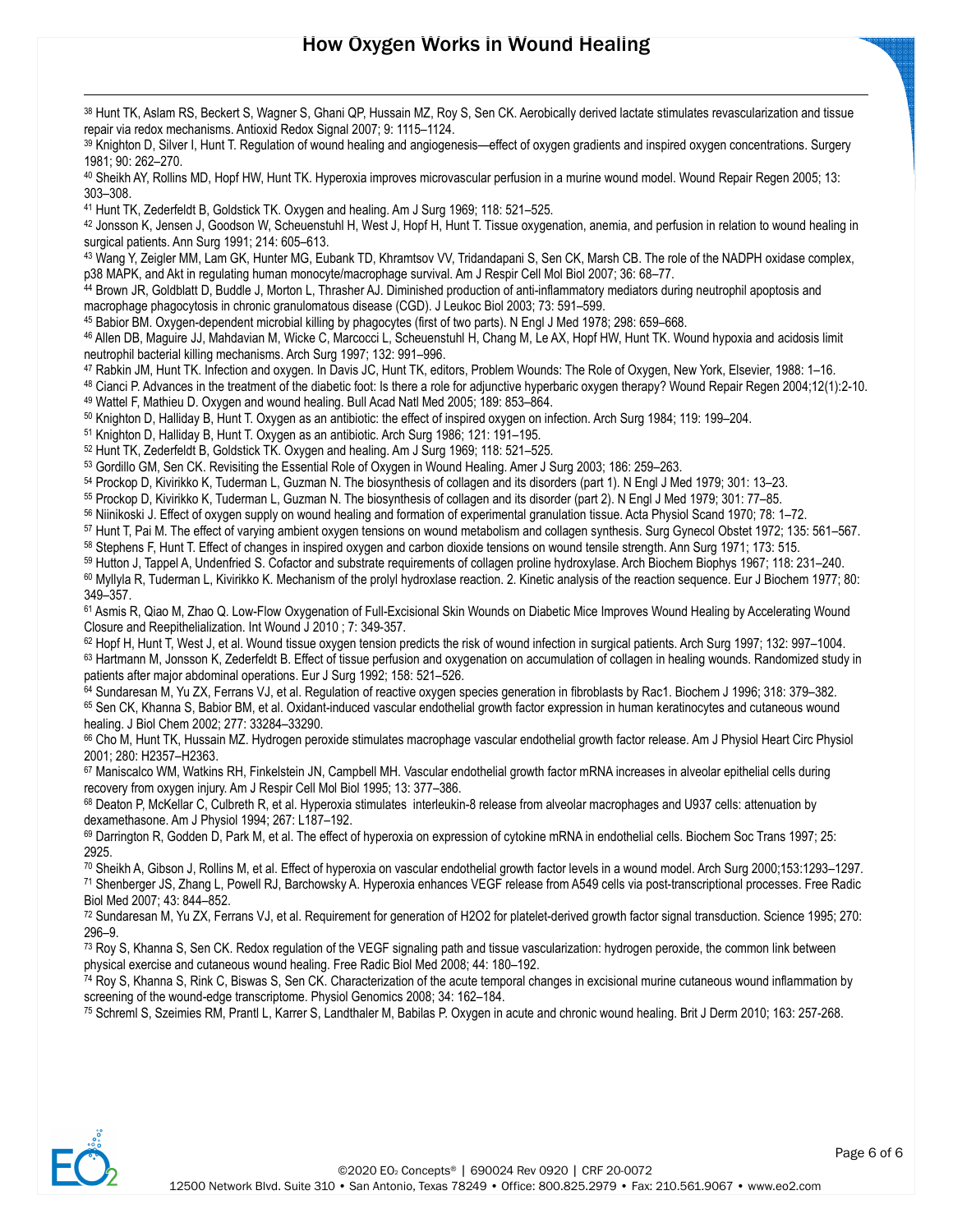[38] Hunt TK, Aslam RS, Beckert S, Wagner S, Ghani QP, Hussain MZ, Roy S, Sen CK. Aerobically derived lactate stimulates revascularization and tissue repair via redox mechanisms. Antioxid Redox Signal 2007; 9: 1115–1124.

[39] Knighton D, Silver I, Hunt T. Regulation of wound healing and angiogenesis—effect of oxygen gradients and inspired oxygen concentrations. Surgery 1981; 90: 262–270.

[40] Sheikh AY, Rollins MD, Hopf HW, Hunt TK. Hyperoxia improves microvascular perfusion in a murine wound model. Wound Repair Regen 2005; 13: 303–308.

[41] Hunt TK, Zederfeldt B, Goldstick TK. Oxygen and healing. Am J Surg 1969; 118: 521–525.

[42] Jonsson K, Jensen J, Goodson W, Scheuenstuhl H, West J, Hopf H, Hunt T. Tissue oxygenation, anemia, and perfusion in relation to wound healing in surgical patients. Ann Surg 1991; 214: 605–613.

[43] Wang Y, Zeigler MM, Lam GK, Hunter MG, Eubank TD, Khramtsov VV, Tridandapani S, Sen CK, Marsh CB. The role of the NADPH oxidase complex, p38 MAPK, and Akt in regulating human monocyte/macrophage survival. Am J Respir Cell Mol Biol 2007; 36: 68–77.

[44] Brown JR, Goldblatt D, Buddle J, Morton L, Thrasher AJ. Diminished production of anti-inflammatory mediators during neutrophil apoptosis and macrophage phagocytosis in chronic granulomatous disease (CGD). J Leukoc Biol 2003; 73: 591–599.

[45] Babior BM. Oxygen-dependent microbial killing by phagocytes (first of two parts). N Engl J Med 1978; 298: 659–668.

[46] Allen DB, Maguire JJ, Mahdavian M, Wicke C, Marcocci L, Scheuenstuhl H, Chang M, Le AX, Hopf HW, Hunt TK. Wound hypoxia and acidosis limit neutrophil bacterial killing mechanisms. Arch Surg 1997; 132: 991–996.

[47] Rabkin JM, Hunt TK. Infection and oxygen. In Davis JC, Hunt TK, editors, Problem Wounds: The Role of Oxygen, New York, Elsevier, 1988: 1–16.

[48] Cianci P. Advances in the treatment of the diabetic foot: Is there a role for adjunctive hyperbaric oxygen therapy? Wound Repair Regen 2004;12(1):2-10.

[49] Wattel F, Mathieu D. Oxygen and wound healing. Bull Acad Natl Med 2005; 189: 853–864.

[50] Knighton D, Halliday B, Hunt T. Oxygen as an antibiotic: the effect of inspired oxygen on infection. Arch Surg 1984; 119: 199–204.

[51] Knighton D, Halliday B, Hunt T. Oxygen as an antibiotic. Arch Surg 1986; 121: 191–195.

[52] Hunt TK, Zederfeldt B, Goldstick TK. Oxygen and healing. Am J Surg 1969; 118: 521–525.

[53] Gordillo GM, Sen CK. Revisiting the Essential Role of Oxygen in Wound Healing. Amer J Surg 2003; 186: 259–263.

[54] Prockop D, Kivirikko K, Tuderman L, Guzman N. The biosynthesis of collagen and its disorders (part 1). N Engl J Med 1979; 301: 13–23.

[55] Prockop D, Kivirikko K, Tuderman L, Guzman N. The biosynthesis of collagen and its disorder (part 2). N Engl J Med 1979; 301: 77–85.

[56] Niinikoski J. Effect of oxygen supply on wound healing and formation of experimental granulation tissue. Acta Physiol Scand 1970; 78: 1–72.

[57] Hunt T, Pai M. The effect of varying ambient oxygen tensions on wound metabolism and collagen synthesis. Surg Gynecol Obstet 1972; 135: 561–567.

[58] Stephens F, Hunt T. Effect of changes in inspired oxygen and carbon dioxide tensions on wound tensile strength. Ann Surg 1971; 173: 515.

[59] Hutton J, Tappel A, Undenfried S. Cofactor and substrate requirements of collagen proline hydroxylase. Arch Biochem Biophys 1967; 118: 231–240.

[60] Myllyla R, Tuderman L, Kivirikko K. Mechanism of the prolyl hydroxylase reaction. 2. Kinetic analysis of the reaction sequence. Eur J Biochem 1977; 80: 349–357.

[61] Asmis R, Qiao M, Zhao Q. Low-Flow Oxygenation of Full-Excisional Skin Wounds on Diabetic Mice Improves Wound Healing by Accelerating Wound Closure and Reepithelialization. Int Wound J 2010 ; 7: 349-357.

[62] Hopf H, Hunt T, West J, et al. Wound tissue oxygen tension predicts the risk of wound infection in surgical patients. Arch Surg 1997; 132: 997–1004.

[63] Hartmann M, Jonsson K, Zederfeldt B. Effect of tissue perfusion and oxygenation on accumulation of collagen in healing wounds. Randomized study in patients after major abdominal operations. Eur J Surg 1992; 158: 521–526.

[64] Sundaresan M, Yu ZX, Ferrans VJ, et al. Regulation of reactive oxygen species generation in fibroblasts by Rac1. Biochem J 1996; 318: 379–382.

[65] Sen CK, Khanna S, Babior BM, et al. Oxidant-induced vascular endothelial growth factor expression in human keratinocytes and cutaneous wound healing. J Biol Chem 2002; 277: 33284–33290.

[66] Cho M, Hunt TK, Hussain MZ. Hydrogen peroxide stimulates macrophage vascular endothelial growth factor release. Am J Physiol Heart Circ Physiol 2001; 280: H2357–H2363.

[67] Maniscalco WM, Watkins RH, Finkelstein JN, Campbell MH. Vascular endothelial growth factor mRNA increases in alveolar epithelial cells during recovery from oxygen injury. Am J Respir Cell Mol Biol 1995; 13: 377–386.

[68] Deaton P, McKellar C, Culbreth R, et al. Hyperoxia stimulates interleukin-8 release from alveolar macrophages and U937 cells: attenuation by dexamethasone. Am J Physiol 1994; 267: L187–192.

[69] Darrington R, Godden D, Park M, et al. The effect of hyperoxia on expression of cytokine mRNA in endothelial cells. Biochem Soc Trans 1997; 25: 2925.

[70] Sheikh A, Gibson J, Rollins M, et al. Effect of hyperoxia on vascular endothelial growth factor levels in a wound model. Arch Surg 2000;153:1293–1297.

[71] Shenberger JS, Zhang L, Powell RJ, Barchowsky A. Hyperoxia enhances VEGF release from A549 cells via post-transcriptional processes. Free Radic Biol Med 2007; 43: 844–852.

[72] Sundaresan M, Yu ZX, Ferrans VJ, et al. Requirement for generation of H2O2 for platelet-derived growth factor signal transduction. Science 1995; 270: 296–9.

[73] Roy S, Khanna S, Sen CK. Redox regulation of the VEGF signaling path and tissue vascularization: hydrogen peroxide, the common link between physical exercise and cutaneous wound healing. Free Radic Biol Med 2008; 44: 180–192.

[74] Roy S, Khanna S, Rink C, Biswas S, Sen CK. Characterization of the acute temporal changes in excisional murine cutaneous wound inflammation by screening of the wound-edge transcriptome. Physiol Genomics 2008; 34: 162–184.

[75] Schreml S, Szeimies RM, Prantl L, Karrer S, Landthaler M, Babilas P. Oxygen in acute and chronic wound healing. Brit J Derm 2010; 163: 257-268.

©2020 EO₂ Concepts® | 690024 Rev 0920 | CRF 20-0072
12500 Network Blvd. Suite 310 • San Antonio, Texas 78249 • Office: 800.825.2979 • Fax: 210.561.9067 • www.eo2.com